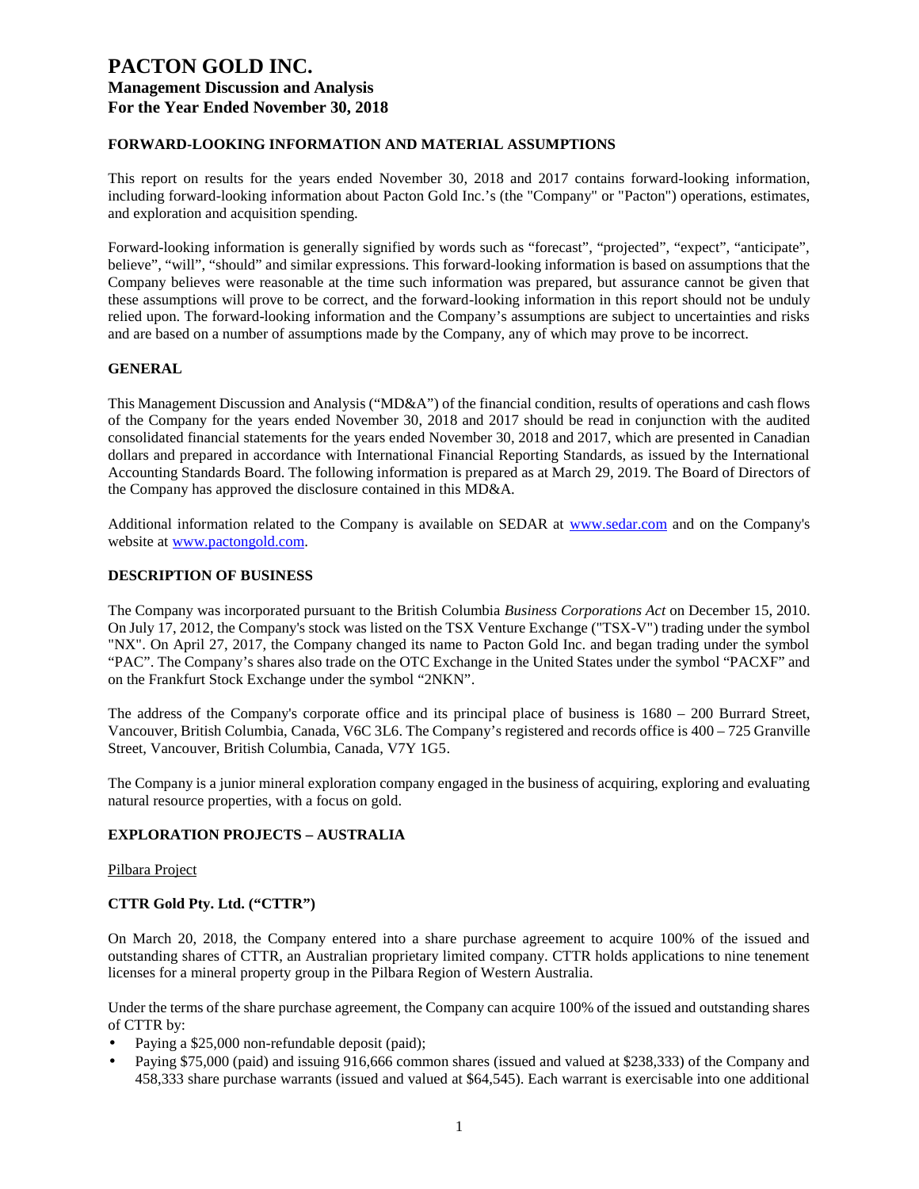# PACTON GOLD INC.

## Management Discussion and Analysis

## For the Year Ended November 30, 2018

### FORWARD-LOOKING INFORMATION AND MATERIAL ASSUMPTIONS

This report on results for the years ended November 30, 2018 and 2017 contains forward-looking information, including forward-looking information about Pacton Gold Inc.'s (the "Company" or "Pacton") operations, estimates, and exploration and acquisition spending.

Forward-looking information is generally signified by words such as "forecast", "projected", "expect", "anticipate", believe", "will", "should" and similar expressions. This forward-looking information is based on assumptions that the Company believes were reasonable at the time such information was prepared, but assurance cannot be given that these assumptions will prove to be correct, and the forward-looking information in this report should not be unduly relied upon. The forward-looking information and the Company's assumptions are subject to uncertainties and risks and are based on a number of assumptions made by the Company, any of which may prove to be incorrect.

### GENERAL

This Management Discussion and Analysis ("MD&A") of the financial condition, results of operations and cash flows of the Company for the years ended November 30, 2018 and 2017 should be read in conjunction with the audited consolidated financial statements for the years ended November 30, 2018 and 2017, which are presented in Canadian dollars and prepared in accordance with International Financial Reporting Standards, as issued by the International Accounting Standards Board. The following information is prepared as at March 29, 2019. The Board of Directors of the Company has approved the disclosure contained in this MD&A.

Additional information related to the Company is available on SEDAR at [www.sedar.com](http://www.sedar.com) and on the Company's website at [www.pactongold.com](http://www.pactongold.com).

### DESCRIPTION OF BUSINESS

The Company was incorporated pursuant to the British Columbia *Business Corporations Act* on December 15, 2010. On July 17, 2012, the Company's stock was listed on the TSX Venture Exchange ("TSX-V") trading under the symbol "NX". On April 27, 2017, the Company changed its name to Pacton Gold Inc. and began trading under the symbol "PAC". The Company's shares also trade on the OTC Exchange in the United States under the symbol "PACXF" and on the Frankfurt Stock Exchange under the symbol "2NKN".

The address of the Company's corporate office and its principal place of business is 1680 – 200 Burrard Street, Vancouver, British Columbia, Canada, V6C 3L6. The Company's registered and records office is 400 – 725 Granville Street, Vancouver, British Columbia, Canada, V7Y 1G5.

The Company is a junior mineral exploration company engaged in the business of acquiring, exploring and evaluating natural resource properties, with a focus on gold.

### EXPLORATION PROJECTS – AUSTRALIA

Pilbara Project

### CTTR Gold Pty. Ltd. ("CTTR")

On March 20, 2018, the Company entered into a share purchase agreement to acquire 100% of the issued and outstanding shares of CTTR, an Australian proprietary limited company. CTTR holds applications to nine tenement licenses for a mineral property group in the Pilbara Region of Western Australia.

Under the terms of the share purchase agreement, the Company can acquire 100% of the issued and outstanding shares of CTTR by:

- Paying a $25,000 non-refundable deposit (paid);
- Paying $75,000 (paid) and issuing 916,666 common shares (issued and valued at $238,333) of the Company and 458,333 share purchase warrants (issued and valued at $64,545). Each warrant is exercisable into one additional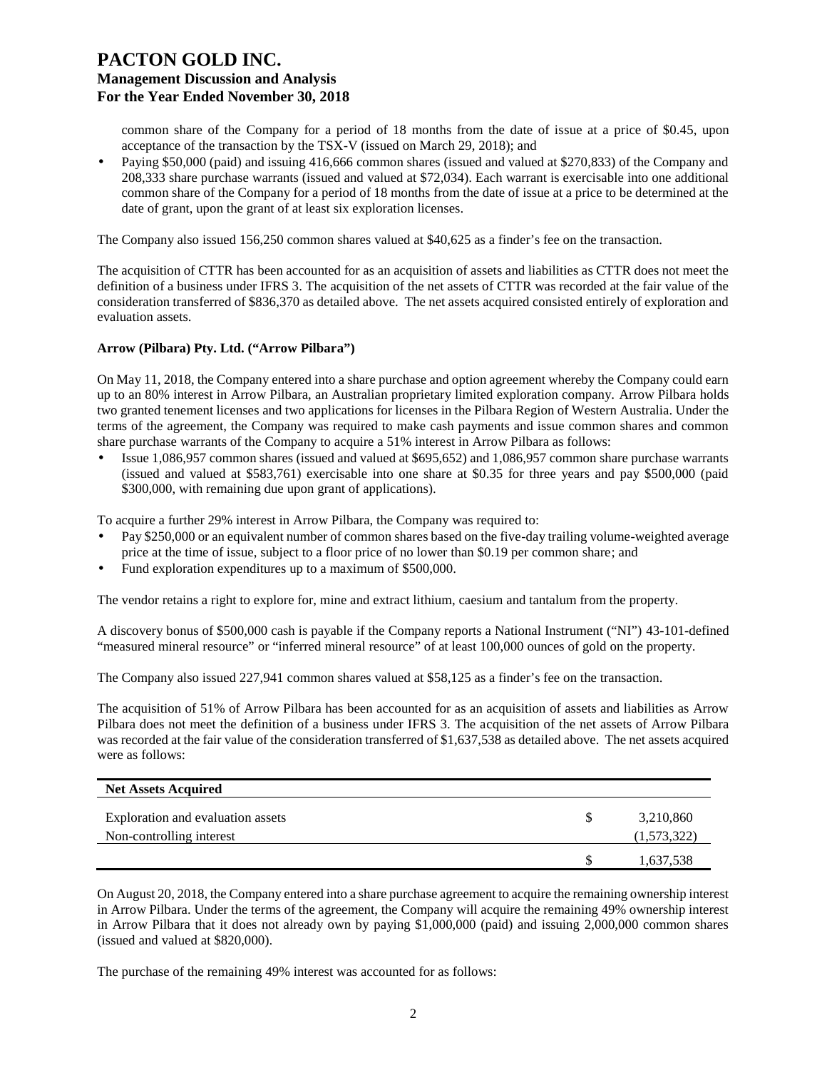common share of the Company for a period of 18 months from the date of issue at a price of $0.45, upon acceptance of the transaction by the TSX-V (issued on March 29, 2018); and

- Paying $50,000 (paid) and issuing 416,666 common shares (issued and valued at $270,833) of the Company and 208,333 share purchase warrants (issued and valued at $72,034). Each warrant is exercisable into one additional common share of the Company for a period of 18 months from the date of issue at a price to be determined at the date of grant, upon the grant of at least six exploration licenses.

The Company also issued 156,250 common shares valued at $40,625 as a finder's fee on the transaction.

The acquisition of CTTR has been accounted for as an acquisition of assets and liabilities as CTTR does not meet the definition of a business under IFRS 3. The acquisition of the net assets of CTTR was recorded at the fair value of the consideration transferred of $836,370 as detailed above. The net assets acquired consisted entirely of exploration and evaluation assets.

**Arrow (Pilbara) Pty. Ltd. ("Arrow Pilbara")**

On May 11, 2018, the Company entered into a share purchase and option agreement whereby the Company could earn up to an 80% interest in Arrow Pilbara, an Australian proprietary limited exploration company. Arrow Pilbara holds two granted tenement licenses and two applications for licenses in the Pilbara Region of Western Australia. Under the terms of the agreement, the Company was required to make cash payments and issue common shares and common share purchase warrants of the Company to acquire a 51% interest in Arrow Pilbara as follows:

- Issue 1,086,957 common shares (issued and valued at $695,652) and 1,086,957 common share purchase warrants (issued and valued at $583,761) exercisable into one share at $0.35 for three years and pay $500,000 (paid $300,000, with remaining due upon grant of applications).

To acquire a further 29% interest in Arrow Pilbara, the Company was required to:

- Pay $250,000 or an equivalent number of common shares based on the five-day trailing volume-weighted average price at the time of issue, subject to a floor price of no lower than $0.19 per common share; and
- Fund exploration expenditures up to a maximum of $500,000.

The vendor retains a right to explore for, mine and extract lithium, caesium and tantalum from the property.

A discovery bonus of $500,000 cash is payable if the Company reports a National Instrument ("NI") 43-101-defined "measured mineral resource" or "inferred mineral resource" of at least 100,000 ounces of gold on the property.

The Company also issued 227,941 common shares valued at $58,125 as a finder's fee on the transaction.

The acquisition of 51% of Arrow Pilbara has been accounted for as an acquisition of assets and liabilities as Arrow Pilbara does not meet the definition of a business under IFRS 3. The acquisition of the net assets of Arrow Pilbara was recorded at the fair value of the consideration transferred of $1,637,538 as detailed above. The net assets acquired were as follows:

| Net Assets Acquired | | |
|---|---|---|
| Exploration and evaluation assets | $ | 3,210,860 |
| Non-controlling interest | | (1,573,322) |
| | $ | 1,637,538 |

On August 20, 2018, the Company entered into a share purchase agreement to acquire the remaining ownership interest in Arrow Pilbara. Under the terms of the agreement, the Company will acquire the remaining 49% ownership interest in Arrow Pilbara that it does not already own by paying $1,000,000 (paid) and issuing 2,000,000 common shares (issued and valued at $820,000).

The purchase of the remaining 49% interest was accounted for as follows: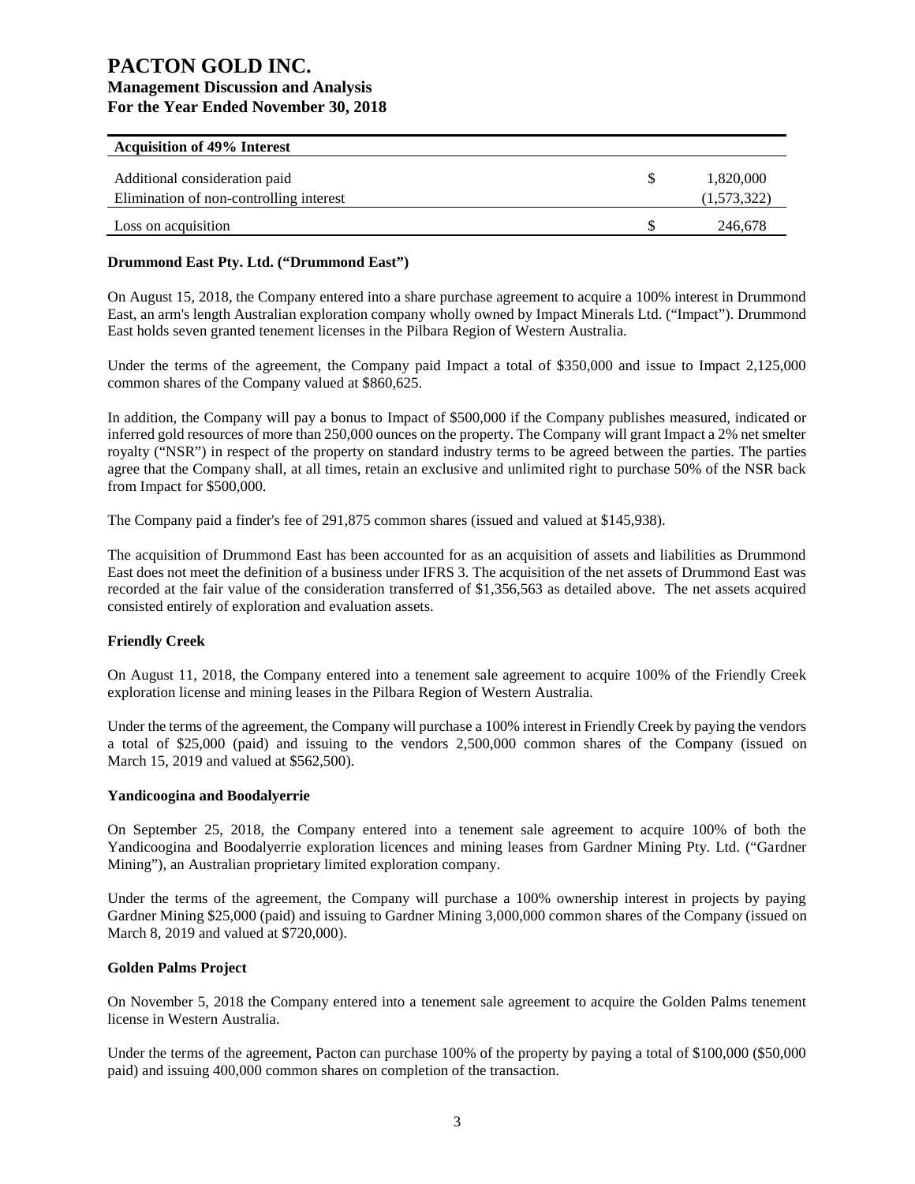| Acquisition of 49% Interest | | |
|---|---|---|
| Additional consideration paid | $ | 1,820,000 |
| Elimination of non-controlling interest | | (1,573,322) |
| Loss on acquisition | $ | 246,678 |

### Drummond East Pty. Ltd. ("Drummond East")

On August 15, 2018, the Company entered into a share purchase agreement to acquire a 100% interest in Drummond East, an arm's length Australian exploration company wholly owned by Impact Minerals Ltd. ("Impact"). Drummond East holds seven granted tenement licenses in the Pilbara Region of Western Australia.

Under the terms of the agreement, the Company paid Impact a total of $350,000 and issue to Impact 2,125,000 common shares of the Company valued at $860,625.

In addition, the Company will pay a bonus to Impact of $500,000 if the Company publishes measured, indicated or inferred gold resources of more than 250,000 ounces on the property. The Company will grant Impact a 2% net smelter royalty ("NSR") in respect of the property on standard industry terms to be agreed between the parties. The parties agree that the Company shall, at all times, retain an exclusive and unlimited right to purchase 50% of the NSR back from Impact for $500,000.

The Company paid a finder's fee of 291,875 common shares (issued and valued at $145,938).

The acquisition of Drummond East has been accounted for as an acquisition of assets and liabilities as Drummond East does not meet the definition of a business under IFRS 3. The acquisition of the net assets of Drummond East was recorded at the fair value of the consideration transferred of $1,356,563 as detailed above. The net assets acquired consisted entirely of exploration and evaluation assets.

### Friendly Creek

On August 11, 2018, the Company entered into a tenement sale agreement to acquire 100% of the Friendly Creek exploration license and mining leases in the Pilbara Region of Western Australia.

Under the terms of the agreement, the Company will purchase a 100% interest in Friendly Creek by paying the vendors a total of $25,000 (paid) and issuing to the vendors 2,500,000 common shares of the Company (issued on March 15, 2019 and valued at $562,500).

### Yandicoogina and Boodalyerrie

On September 25, 2018, the Company entered into a tenement sale agreement to acquire 100% of both the Yandicoogina and Boodalyerrie exploration licences and mining leases from Gardner Mining Pty. Ltd. ("Gardner Mining"), an Australian proprietary limited exploration company.

Under the terms of the agreement, the Company will purchase a 100% ownership interest in projects by paying Gardner Mining $25,000 (paid) and issuing to Gardner Mining 3,000,000 common shares of the Company (issued on March 8, 2019 and valued at $720,000).

### Golden Palms Project

On November 5, 2018 the Company entered into a tenement sale agreement to acquire the Golden Palms tenement license in Western Australia.

Under the terms of the agreement, Pacton can purchase 100% of the property by paying a total of $100,000 ($50,000 paid) and issuing 400,000 common shares on completion of the transaction.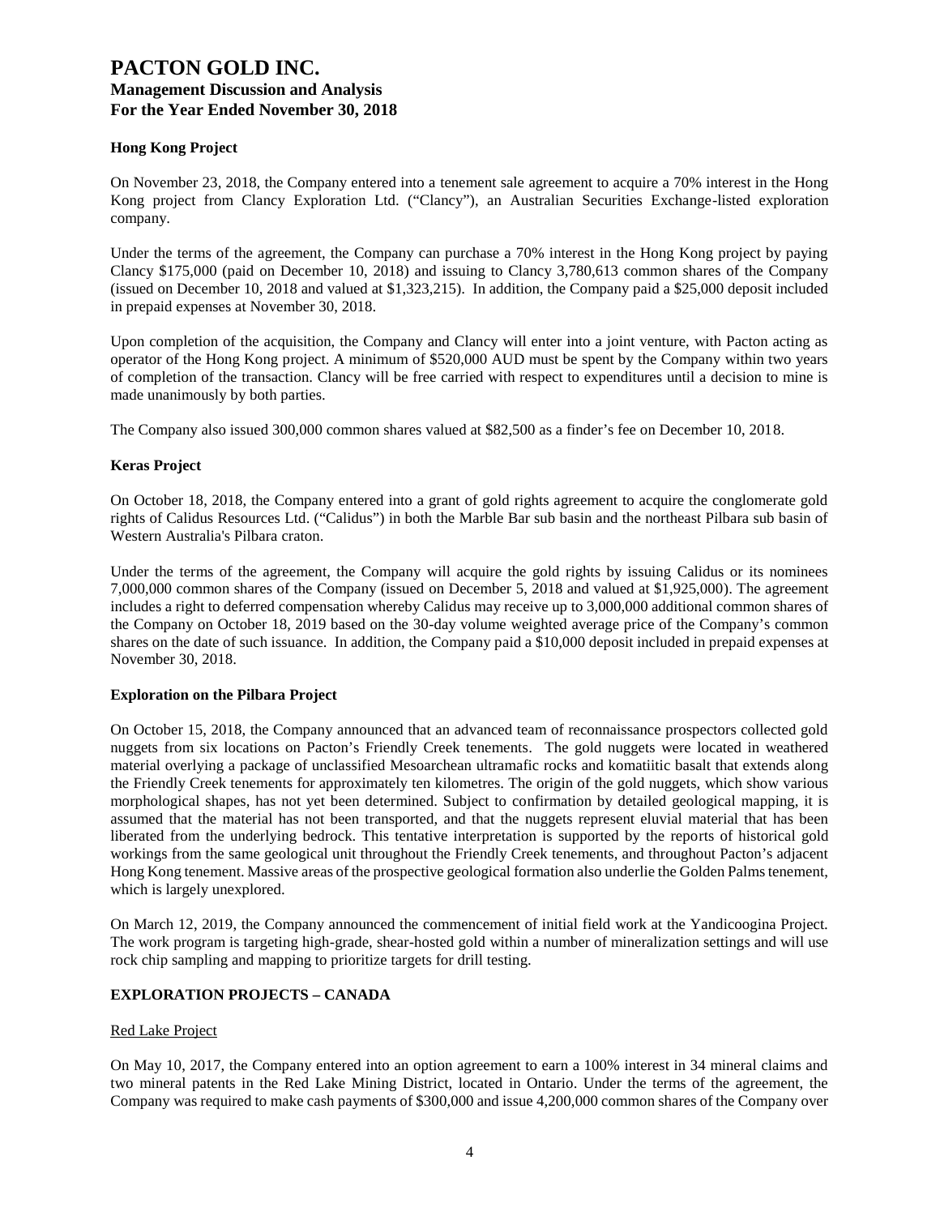### Hong Kong Project

On November 23, 2018, the Company entered into a tenement sale agreement to acquire a 70% interest in the Hong Kong project from Clancy Exploration Ltd. ("Clancy"), an Australian Securities Exchange-listed exploration company.

Under the terms of the agreement, the Company can purchase a 70% interest in the Hong Kong project by paying Clancy $175,000 (paid on December 10, 2018) and issuing to Clancy 3,780,613 common shares of the Company (issued on December 10, 2018 and valued at $1,323,215). In addition, the Company paid a $25,000 deposit included in prepaid expenses at November 30, 2018.

Upon completion of the acquisition, the Company and Clancy will enter into a joint venture, with Pacton acting as operator of the Hong Kong project. A minimum of $520,000 AUD must be spent by the Company within two years of completion of the transaction. Clancy will be free carried with respect to expenditures until a decision to mine is made unanimously by both parties.

The Company also issued 300,000 common shares valued at $82,500 as a finder's fee on December 10, 2018.

### Keras Project

On October 18, 2018, the Company entered into a grant of gold rights agreement to acquire the conglomerate gold rights of Calidus Resources Ltd. ("Calidus") in both the Marble Bar sub basin and the northeast Pilbara sub basin of Western Australia's Pilbara craton.

Under the terms of the agreement, the Company will acquire the gold rights by issuing Calidus or its nominees 7,000,000 common shares of the Company (issued on December 5, 2018 and valued at $1,925,000). The agreement includes a right to deferred compensation whereby Calidus may receive up to 3,000,000 additional common shares of the Company on October 18, 2019 based on the 30-day volume weighted average price of the Company's common shares on the date of such issuance. In addition, the Company paid a $10,000 deposit included in prepaid expenses at November 30, 2018.

### Exploration on the Pilbara Project

On October 15, 2018, the Company announced that an advanced team of reconnaissance prospectors collected gold nuggets from six locations on Pacton's Friendly Creek tenements. The gold nuggets were located in weathered material overlying a package of unclassified Mesoarchean ultramafic rocks and komatiitic basalt that extends along the Friendly Creek tenements for approximately ten kilometres. The origin of the gold nuggets, which show various morphological shapes, has not yet been determined. Subject to confirmation by detailed geological mapping, it is assumed that the material has not been transported, and that the nuggets represent eluvial material that has been liberated from the underlying bedrock. This tentative interpretation is supported by the reports of historical gold workings from the same geological unit throughout the Friendly Creek tenements, and throughout Pacton's adjacent Hong Kong tenement. Massive areas of the prospective geological formation also underlie the Golden Palms tenement, which is largely unexplored.

On March 12, 2019, the Company announced the commencement of initial field work at the Yandicoogina Project. The work program is targeting high-grade, shear-hosted gold within a number of mineralization settings and will use rock chip sampling and mapping to prioritize targets for drill testing.

## EXPLORATION PROJECTS – CANADA

Red Lake Project

On May 10, 2017, the Company entered into an option agreement to earn a 100% interest in 34 mineral claims and two mineral patents in the Red Lake Mining District, located in Ontario. Under the terms of the agreement, the Company was required to make cash payments of $300,000 and issue 4,200,000 common shares of the Company over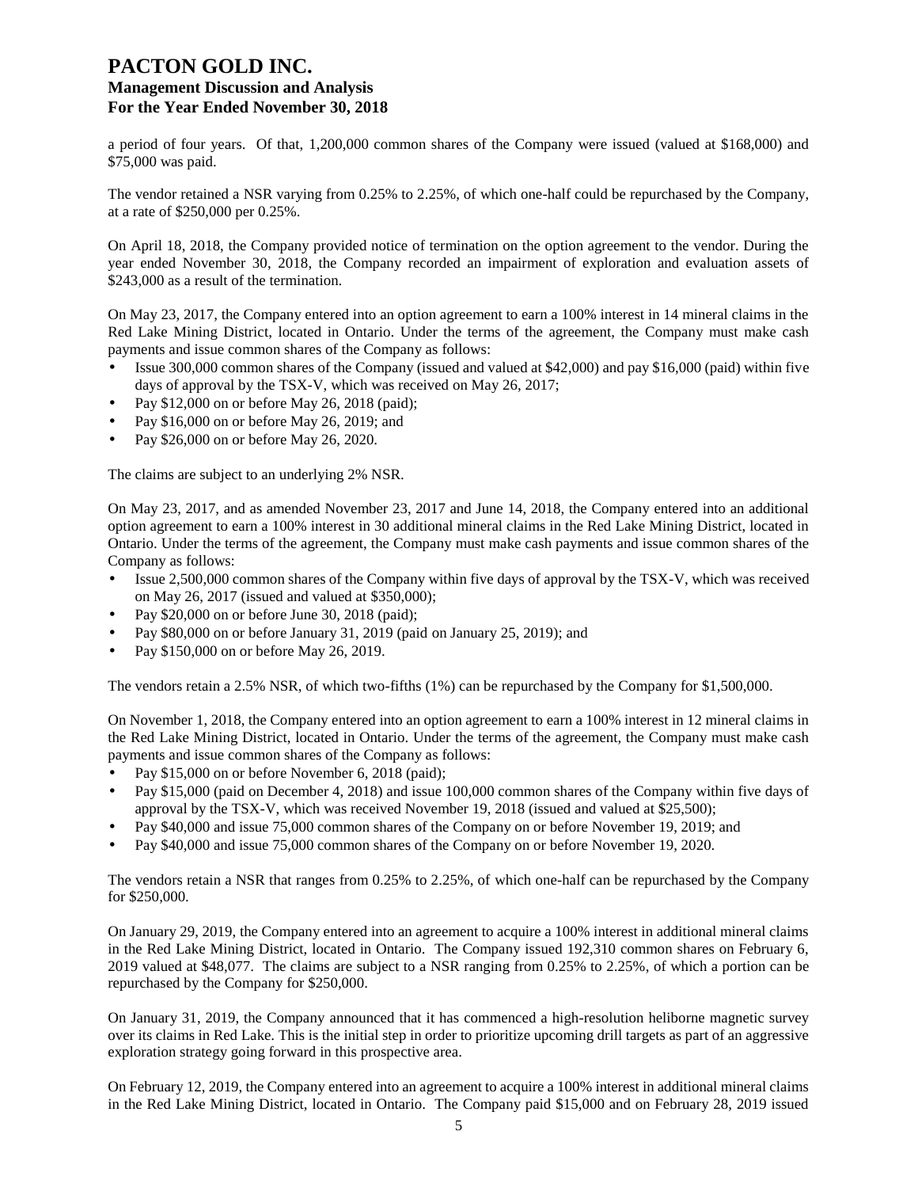a period of four years. Of that, 1,200,000 common shares of the Company were issued (valued at $168,000) and $75,000 was paid.

The vendor retained a NSR varying from 0.25% to 2.25%, of which one-half could be repurchased by the Company, at a rate of $250,000 per 0.25%.

On April 18, 2018, the Company provided notice of termination on the option agreement to the vendor. During the year ended November 30, 2018, the Company recorded an impairment of exploration and evaluation assets of $243,000 as a result of the termination.

On May 23, 2017, the Company entered into an option agreement to earn a 100% interest in 14 mineral claims in the Red Lake Mining District, located in Ontario. Under the terms of the agreement, the Company must make cash payments and issue common shares of the Company as follows:

- Issue 300,000 common shares of the Company (issued and valued at $42,000) and pay $16,000 (paid) within five days of approval by the TSX-V, which was received on May 26, 2017;
- Pay $12,000 on or before May 26, 2018 (paid);
- Pay $16,000 on or before May 26, 2019; and
- Pay $26,000 on or before May 26, 2020.

The claims are subject to an underlying 2% NSR.

On May 23, 2017, and as amended November 23, 2017 and June 14, 2018, the Company entered into an additional option agreement to earn a 100% interest in 30 additional mineral claims in the Red Lake Mining District, located in Ontario. Under the terms of the agreement, the Company must make cash payments and issue common shares of the Company as follows:

- Issue 2,500,000 common shares of the Company within five days of approval by the TSX-V, which was received on May 26, 2017 (issued and valued at $350,000);
- Pay $20,000 on or before June 30, 2018 (paid);
- Pay $80,000 on or before January 31, 2019 (paid on January 25, 2019); and
- Pay $150,000 on or before May 26, 2019.

The vendors retain a 2.5% NSR, of which two-fifths (1%) can be repurchased by the Company for $1,500,000.

On November 1, 2018, the Company entered into an option agreement to earn a 100% interest in 12 mineral claims in the Red Lake Mining District, located in Ontario. Under the terms of the agreement, the Company must make cash payments and issue common shares of the Company as follows:

- Pay $15,000 on or before November 6, 2018 (paid);
- Pay $15,000 (paid on December 4, 2018) and issue 100,000 common shares of the Company within five days of approval by the TSX-V, which was received November 19, 2018 (issued and valued at $25,500);
- Pay $40,000 and issue 75,000 common shares of the Company on or before November 19, 2019; and
- Pay $40,000 and issue 75,000 common shares of the Company on or before November 19, 2020.

The vendors retain a NSR that ranges from 0.25% to 2.25%, of which one-half can be repurchased by the Company for $250,000.

On January 29, 2019, the Company entered into an agreement to acquire a 100% interest in additional mineral claims in the Red Lake Mining District, located in Ontario. The Company issued 192,310 common shares on February 6, 2019 valued at $48,077. The claims are subject to a NSR ranging from 0.25% to 2.25%, of which a portion can be repurchased by the Company for $250,000.

On January 31, 2019, the Company announced that it has commenced a high-resolution heliborne magnetic survey over its claims in Red Lake. This is the initial step in order to prioritize upcoming drill targets as part of an aggressive exploration strategy going forward in this prospective area.

On February 12, 2019, the Company entered into an agreement to acquire a 100% interest in additional mineral claims in the Red Lake Mining District, located in Ontario. The Company paid $15,000 and on February 28, 2019 issued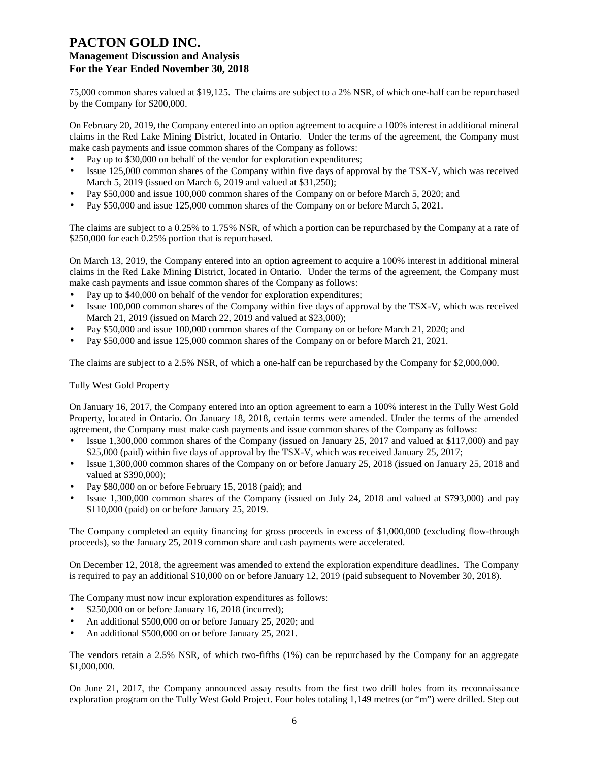75,000 common shares valued at $19,125. The claims are subject to a 2% NSR, of which one-half can be repurchased by the Company for $200,000.

On February 20, 2019, the Company entered into an option agreement to acquire a 100% interest in additional mineral claims in the Red Lake Mining District, located in Ontario. Under the terms of the agreement, the Company must make cash payments and issue common shares of the Company as follows:

- Pay up to $30,000 on behalf of the vendor for exploration expenditures;
- Issue 125,000 common shares of the Company within five days of approval by the TSX-V, which was received March 5, 2019 (issued on March 6, 2019 and valued at $31,250);
- Pay $50,000 and issue 100,000 common shares of the Company on or before March 5, 2020; and
- Pay $50,000 and issue 125,000 common shares of the Company on or before March 5, 2021.

The claims are subject to a 0.25% to 1.75% NSR, of which a portion can be repurchased by the Company at a rate of $250,000 for each 0.25% portion that is repurchased.

On March 13, 2019, the Company entered into an option agreement to acquire a 100% interest in additional mineral claims in the Red Lake Mining District, located in Ontario. Under the terms of the agreement, the Company must make cash payments and issue common shares of the Company as follows:

- Pay up to $40,000 on behalf of the vendor for exploration expenditures;
- Issue 100,000 common shares of the Company within five days of approval by the TSX-V, which was received March 21, 2019 (issued on March 22, 2019 and valued at $23,000);
- Pay $50,000 and issue 100,000 common shares of the Company on or before March 21, 2020; and
- Pay $50,000 and issue 125,000 common shares of the Company on or before March 21, 2021.

The claims are subject to a 2.5% NSR, of which a one-half can be repurchased by the Company for $2,000,000.

Tully West Gold Property

On January 16, 2017, the Company entered into an option agreement to earn a 100% interest in the Tully West Gold Property, located in Ontario. On January 18, 2018, certain terms were amended. Under the terms of the amended agreement, the Company must make cash payments and issue common shares of the Company as follows:

- Issue 1,300,000 common shares of the Company (issued on January 25, 2017 and valued at $117,000) and pay $25,000 (paid) within five days of approval by the TSX-V, which was received January 25, 2017;
- Issue 1,300,000 common shares of the Company on or before January 25, 2018 (issued on January 25, 2018 and valued at $390,000);
- Pay $80,000 on or before February 15, 2018 (paid); and
- Issue 1,300,000 common shares of the Company (issued on July 24, 2018 and valued at $793,000) and pay $110,000 (paid) on or before January 25, 2019.

The Company completed an equity financing for gross proceeds in excess of $1,000,000 (excluding flow-through proceeds), so the January 25, 2019 common share and cash payments were accelerated.

On December 12, 2018, the agreement was amended to extend the exploration expenditure deadlines. The Company is required to pay an additional $10,000 on or before January 12, 2019 (paid subsequent to November 30, 2018).

The Company must now incur exploration expenditures as follows:

- $250,000 on or before January 16, 2018 (incurred);
- An additional $500,000 on or before January 25, 2020; and
- An additional $500,000 on or before January 25, 2021.

The vendors retain a 2.5% NSR, of which two-fifths (1%) can be repurchased by the Company for an aggregate $1,000,000.

On June 21, 2017, the Company announced assay results from the first two drill holes from its reconnaissance exploration program on the Tully West Gold Project. Four holes totaling 1,149 metres (or "m") were drilled. Step out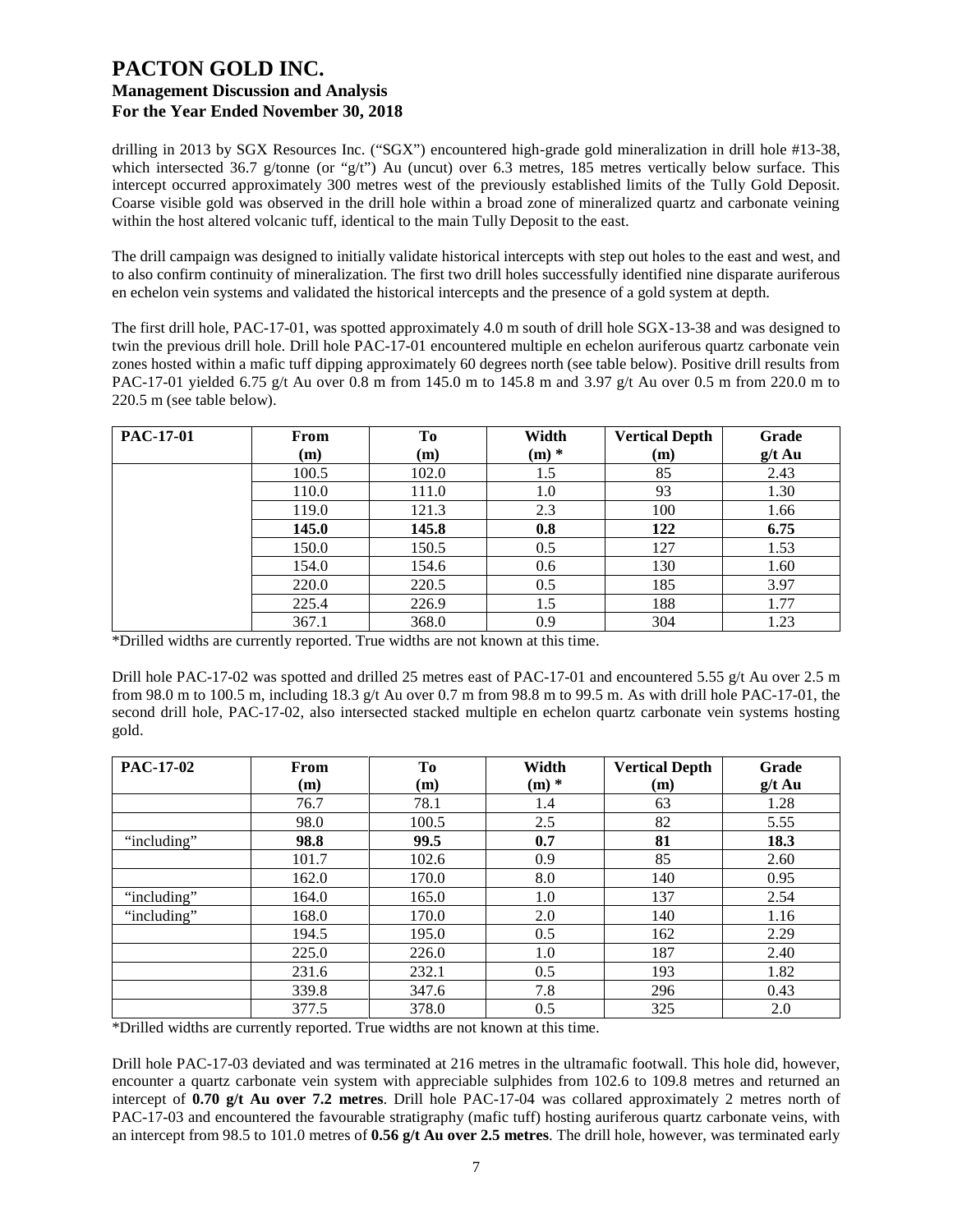drilling in 2013 by SGX Resources Inc. ("SGX") encountered high-grade gold mineralization in drill hole #13-38, which intersected 36.7 g/tonne (or "g/t") Au (uncut) over 6.3 metres, 185 metres vertically below surface. This intercept occurred approximately 300 metres west of the previously established limits of the Tully Gold Deposit. Coarse visible gold was observed in the drill hole within a broad zone of mineralized quartz and carbonate veining within the host altered volcanic tuff, identical to the main Tully Deposit to the east.

The drill campaign was designed to initially validate historical intercepts with step out holes to the east and west, and to also confirm continuity of mineralization. The first two drill holes successfully identified nine disparate auriferous en echelon vein systems and validated the historical intercepts and the presence of a gold system at depth.

The first drill hole, PAC-17-01, was spotted approximately 4.0 m south of drill hole SGX-13-38 and was designed to twin the previous drill hole. Drill hole PAC-17-01 encountered multiple en echelon auriferous quartz carbonate vein zones hosted within a mafic tuff dipping approximately 60 degrees north (see table below). Positive drill results from PAC-17-01 yielded 6.75 g/t Au over 0.8 m from 145.0 m to 145.8 m and 3.97 g/t Au over 0.5 m from 220.0 m to 220.5 m (see table below).

| PAC-17-01 | From (m) | To (m) | Width (m) * | Vertical Depth (m) | Grade g/t Au |
|---|---|---|---|---|---|
| | 100.5 | 102.0 | 1.5 | 85 | 2.43 |
| | 110.0 | 111.0 | 1.0 | 93 | 1.30 |
| | 119.0 | 121.3 | 2.3 | 100 | 1.66 |
| | **145.0** | **145.8** | **0.8** | **122** | **6.75** |
| | 150.0 | 150.5 | 0.5 | 127 | 1.53 |
| | 154.0 | 154.6 | 0.6 | 130 | 1.60 |
| | 220.0 | 220.5 | 0.5 | 185 | 3.97 |
| | 225.4 | 226.9 | 1.5 | 188 | 1.77 |
| | 367.1 | 368.0 | 0.9 | 304 | 1.23 |

*Drilled widths are currently reported. True widths are not known at this time.

Drill hole PAC-17-02 was spotted and drilled 25 metres east of PAC-17-01 and encountered 5.55 g/t Au over 2.5 m from 98.0 m to 100.5 m, including 18.3 g/t Au over 0.7 m from 98.8 m to 99.5 m. As with drill hole PAC-17-01, the second drill hole, PAC-17-02, also intersected stacked multiple en echelon quartz carbonate vein systems hosting gold.

| PAC-17-02 | From (m) | To (m) | Width (m) * | Vertical Depth (m) | Grade g/t Au |
|---|---|---|---|---|---|
| | 76.7 | 78.1 | 1.4 | 63 | 1.28 |
| | 98.0 | 100.5 | 2.5 | 82 | 5.55 |
| "including" | **98.8** | **99.5** | **0.7** | **81** | **18.3** |
| | 101.7 | 102.6 | 0.9 | 85 | 2.60 |
| | 162.0 | 170.0 | 8.0 | 140 | 0.95 |
| "including" | 164.0 | 165.0 | 1.0 | 137 | 2.54 |
| "including" | 168.0 | 170.0 | 2.0 | 140 | 1.16 |
| | 194.5 | 195.0 | 0.5 | 162 | 2.29 |
| | 225.0 | 226.0 | 1.0 | 187 | 2.40 |
| | 231.6 | 232.1 | 0.5 | 193 | 1.82 |
| | 339.8 | 347.6 | 7.8 | 296 | 0.43 |
| | 377.5 | 378.0 | 0.5 | 325 | 2.0 |

*Drilled widths are currently reported. True widths are not known at this time.

Drill hole PAC-17-03 deviated and was terminated at 216 metres in the ultramafic footwall. This hole did, however, encounter a quartz carbonate vein system with appreciable sulphides from 102.6 to 109.8 metres and returned an intercept of **0.70 g/t Au over 7.2 metres**. Drill hole PAC-17-04 was collared approximately 2 metres north of PAC-17-03 and encountered the favourable stratigraphy (mafic tuff) hosting auriferous quartz carbonate veins, with an intercept from 98.5 to 101.0 metres of **0.56 g/t Au over 2.5 metres**. The drill hole, however, was terminated early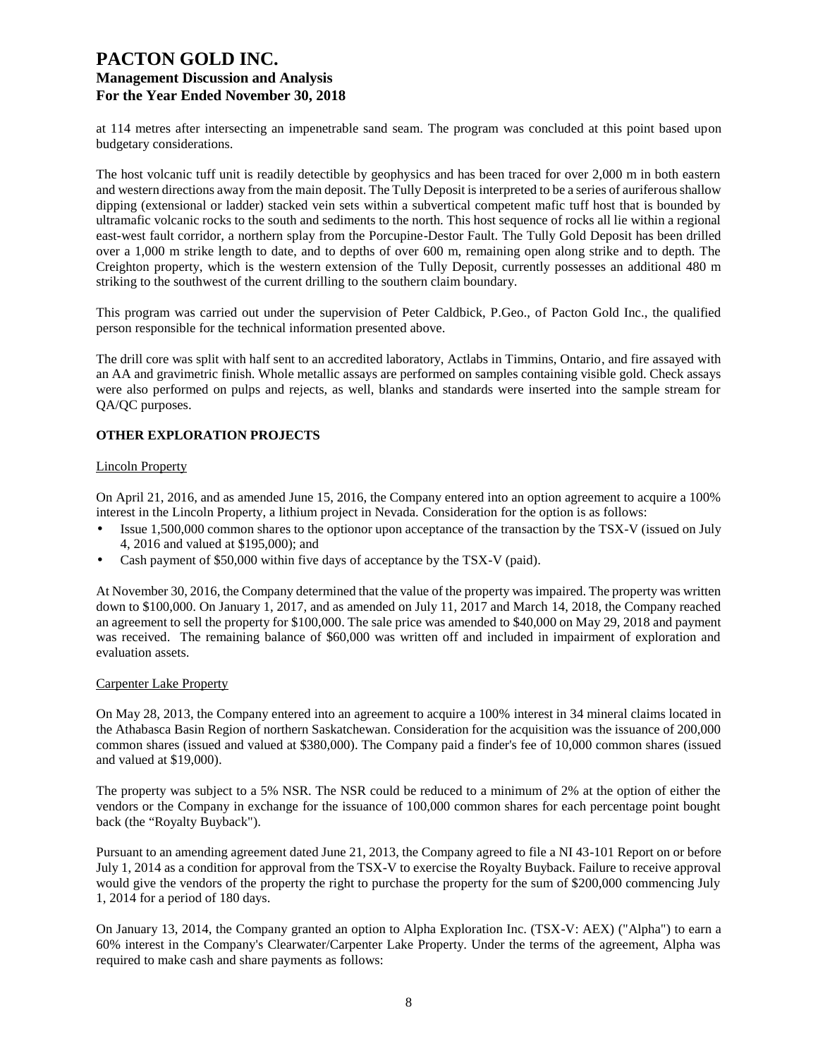at 114 metres after intersecting an impenetrable sand seam. The program was concluded at this point based upon budgetary considerations.

The host volcanic tuff unit is readily detectible by geophysics and has been traced for over 2,000 m in both eastern and western directions away from the main deposit. The Tully Deposit is interpreted to be a series of auriferous shallow dipping (extensional or ladder) stacked vein sets within a subvertical competent mafic tuff host that is bounded by ultramafic volcanic rocks to the south and sediments to the north. This host sequence of rocks all lie within a regional east-west fault corridor, a northern splay from the Porcupine-Destor Fault. The Tully Gold Deposit has been drilled over a 1,000 m strike length to date, and to depths of over 600 m, remaining open along strike and to depth. The Creighton property, which is the western extension of the Tully Deposit, currently possesses an additional 480 m striking to the southwest of the current drilling to the southern claim boundary.

This program was carried out under the supervision of Peter Caldbick, P.Geo., of Pacton Gold Inc., the qualified person responsible for the technical information presented above.

The drill core was split with half sent to an accredited laboratory, Actlabs in Timmins, Ontario, and fire assayed with an AA and gravimetric finish. Whole metallic assays are performed on samples containing visible gold. Check assays were also performed on pulps and rejects, as well, blanks and standards were inserted into the sample stream for QA/QC purposes.

## OTHER EXPLORATION PROJECTS

### Lincoln Property

On April 21, 2016, and as amended June 15, 2016, the Company entered into an option agreement to acquire a 100% interest in the Lincoln Property, a lithium project in Nevada. Consideration for the option is as follows:

- Issue 1,500,000 common shares to the optionor upon acceptance of the transaction by the TSX-V (issued on July 4, 2016 and valued at $195,000); and
- Cash payment of $50,000 within five days of acceptance by the TSX-V (paid).

At November 30, 2016, the Company determined that the value of the property was impaired. The property was written down to $100,000. On January 1, 2017, and as amended on July 11, 2017 and March 14, 2018, the Company reached an agreement to sell the property for $100,000. The sale price was amended to $40,000 on May 29, 2018 and payment was received. The remaining balance of $60,000 was written off and included in impairment of exploration and evaluation assets.

### Carpenter Lake Property

On May 28, 2013, the Company entered into an agreement to acquire a 100% interest in 34 mineral claims located in the Athabasca Basin Region of northern Saskatchewan. Consideration for the acquisition was the issuance of 200,000 common shares (issued and valued at $380,000). The Company paid a finder's fee of 10,000 common shares (issued and valued at $19,000).

The property was subject to a 5% NSR. The NSR could be reduced to a minimum of 2% at the option of either the vendors or the Company in exchange for the issuance of 100,000 common shares for each percentage point bought back (the "Royalty Buyback").

Pursuant to an amending agreement dated June 21, 2013, the Company agreed to file a NI 43-101 Report on or before July 1, 2014 as a condition for approval from the TSX-V to exercise the Royalty Buyback. Failure to receive approval would give the vendors of the property the right to purchase the property for the sum of $200,000 commencing July 1, 2014 for a period of 180 days.

On January 13, 2014, the Company granted an option to Alpha Exploration Inc. (TSX-V: AEX) ("Alpha") to earn a 60% interest in the Company's Clearwater/Carpenter Lake Property. Under the terms of the agreement, Alpha was required to make cash and share payments as follows: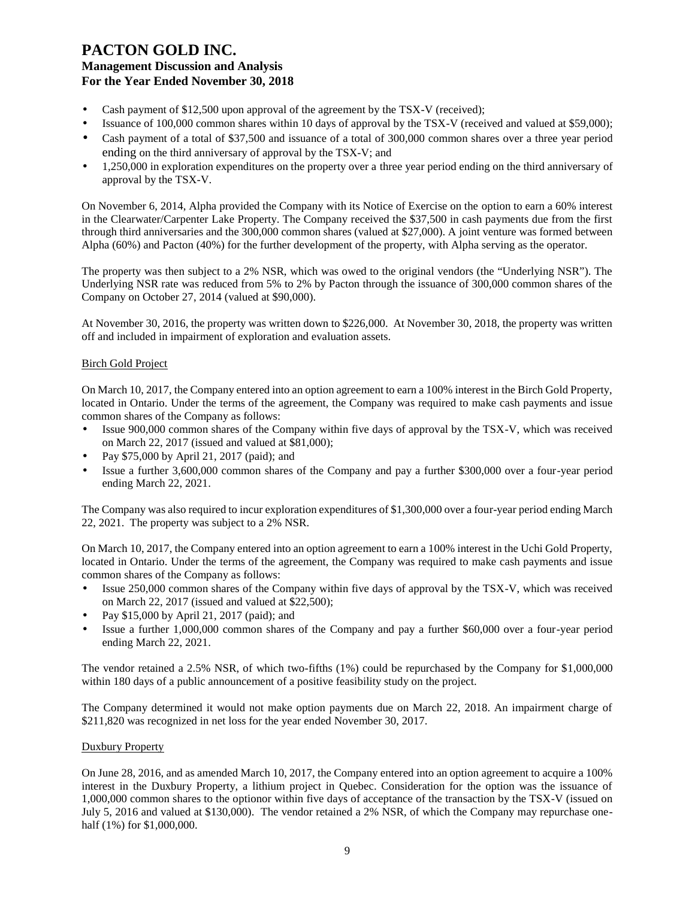- Cash payment of $12,500 upon approval of the agreement by the TSX-V (received);
- Issuance of 100,000 common shares within 10 days of approval by the TSX-V (received and valued at $59,000);
- Cash payment of a total of $37,500 and issuance of a total of 300,000 common shares over a three year period ending on the third anniversary of approval by the TSX-V; and
- 1,250,000 in exploration expenditures on the property over a three year period ending on the third anniversary of approval by the TSX-V.

On November 6, 2014, Alpha provided the Company with its Notice of Exercise on the option to earn a 60% interest in the Clearwater/Carpenter Lake Property. The Company received the $37,500 in cash payments due from the first through third anniversaries and the 300,000 common shares (valued at $27,000). A joint venture was formed between Alpha (60%) and Pacton (40%) for the further development of the property, with Alpha serving as the operator.

The property was then subject to a 2% NSR, which was owed to the original vendors (the "Underlying NSR"). The Underlying NSR rate was reduced from 5% to 2% by Pacton through the issuance of 300,000 common shares of the Company on October 27, 2014 (valued at $90,000).

At November 30, 2016, the property was written down to $226,000. At November 30, 2018, the property was written off and included in impairment of exploration and evaluation assets.

### Birch Gold Project

On March 10, 2017, the Company entered into an option agreement to earn a 100% interest in the Birch Gold Property, located in Ontario. Under the terms of the agreement, the Company was required to make cash payments and issue common shares of the Company as follows:

- Issue 900,000 common shares of the Company within five days of approval by the TSX-V, which was received on March 22, 2017 (issued and valued at $81,000);
- Pay $75,000 by April 21, 2017 (paid); and
- Issue a further 3,600,000 common shares of the Company and pay a further $300,000 over a four-year period ending March 22, 2021.

The Company was also required to incur exploration expenditures of $1,300,000 over a four-year period ending March 22, 2021. The property was subject to a 2% NSR.

On March 10, 2017, the Company entered into an option agreement to earn a 100% interest in the Uchi Gold Property, located in Ontario. Under the terms of the agreement, the Company was required to make cash payments and issue common shares of the Company as follows:

- Issue 250,000 common shares of the Company within five days of approval by the TSX-V, which was received on March 22, 2017 (issued and valued at $22,500);
- Pay $15,000 by April 21, 2017 (paid); and
- Issue a further 1,000,000 common shares of the Company and pay a further $60,000 over a four-year period ending March 22, 2021.

The vendor retained a 2.5% NSR, of which two-fifths (1%) could be repurchased by the Company for $1,000,000 within 180 days of a public announcement of a positive feasibility study on the project.

The Company determined it would not make option payments due on March 22, 2018. An impairment charge of $211,820 was recognized in net loss for the year ended November 30, 2017.

### Duxbury Property

On June 28, 2016, and as amended March 10, 2017, the Company entered into an option agreement to acquire a 100% interest in the Duxbury Property, a lithium project in Quebec. Consideration for the option was the issuance of 1,000,000 common shares to the optionor within five days of acceptance of the transaction by the TSX-V (issued on July 5, 2016 and valued at $130,000). The vendor retained a 2% NSR, of which the Company may repurchase one-half (1%) for $1,000,000.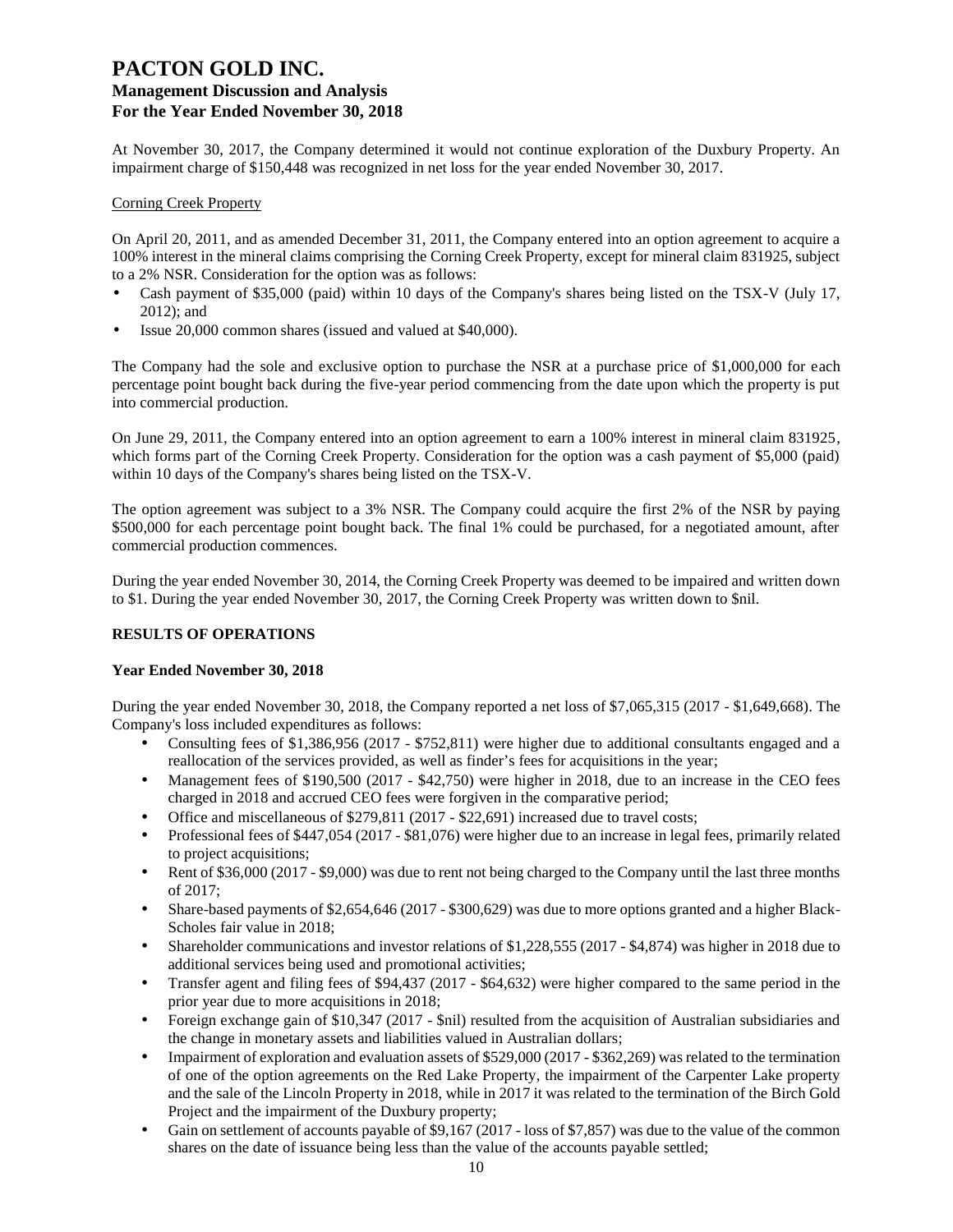At November 30, 2017, the Company determined it would not continue exploration of the Duxbury Property. An impairment charge of $150,448 was recognized in net loss for the year ended November 30, 2017.

Corning Creek Property

On April 20, 2011, and as amended December 31, 2011, the Company entered into an option agreement to acquire a 100% interest in the mineral claims comprising the Corning Creek Property, except for mineral claim 831925, subject to a 2% NSR. Consideration for the option was as follows:

- Cash payment of $35,000 (paid) within 10 days of the Company's shares being listed on the TSX-V (July 17, 2012); and
- Issue 20,000 common shares (issued and valued at $40,000).

The Company had the sole and exclusive option to purchase the NSR at a purchase price of $1,000,000 for each percentage point bought back during the five-year period commencing from the date upon which the property is put into commercial production.

On June 29, 2011, the Company entered into an option agreement to earn a 100% interest in mineral claim 831925, which forms part of the Corning Creek Property. Consideration for the option was a cash payment of $5,000 (paid) within 10 days of the Company's shares being listed on the TSX-V.

The option agreement was subject to a 3% NSR. The Company could acquire the first 2% of the NSR by paying $500,000 for each percentage point bought back. The final 1% could be purchased, for a negotiated amount, after commercial production commences.

During the year ended November 30, 2014, the Corning Creek Property was deemed to be impaired and written down to $1. During the year ended November 30, 2017, the Corning Creek Property was written down to $nil.

## RESULTS OF OPERATIONS

### Year Ended November 30, 2018

During the year ended November 30, 2018, the Company reported a net loss of $7,065,315 (2017 - $1,649,668). The Company's loss included expenditures as follows:

- Consulting fees of $1,386,956 (2017 - $752,811) were higher due to additional consultants engaged and a reallocation of the services provided, as well as finder's fees for acquisitions in the year;
- Management fees of $190,500 (2017 - $42,750) were higher in 2018, due to an increase in the CEO fees charged in 2018 and accrued CEO fees were forgiven in the comparative period;
- Office and miscellaneous of $279,811 (2017 - $22,691) increased due to travel costs;
- Professional fees of $447,054 (2017 - $81,076) were higher due to an increase in legal fees, primarily related to project acquisitions;
- Rent of $36,000 (2017 - $9,000) was due to rent not being charged to the Company until the last three months of 2017;
- Share-based payments of $2,654,646 (2017 - $300,629) was due to more options granted and a higher Black-Scholes fair value in 2018;
- Shareholder communications and investor relations of $1,228,555 (2017 - $4,874) was higher in 2018 due to additional services being used and promotional activities;
- Transfer agent and filing fees of $94,437 (2017 - $64,632) were higher compared to the same period in the prior year due to more acquisitions in 2018;
- Foreign exchange gain of $10,347 (2017 - $nil) resulted from the acquisition of Australian subsidiaries and the change in monetary assets and liabilities valued in Australian dollars;
- Impairment of exploration and evaluation assets of $529,000 (2017 - $362,269) was related to the termination of one of the option agreements on the Red Lake Property, the impairment of the Carpenter Lake property and the sale of the Lincoln Property in 2018, while in 2017 it was related to the termination of the Birch Gold Project and the impairment of the Duxbury property;
- Gain on settlement of accounts payable of $9,167 (2017 - loss of $7,857) was due to the value of the common shares on the date of issuance being less than the value of the accounts payable settled;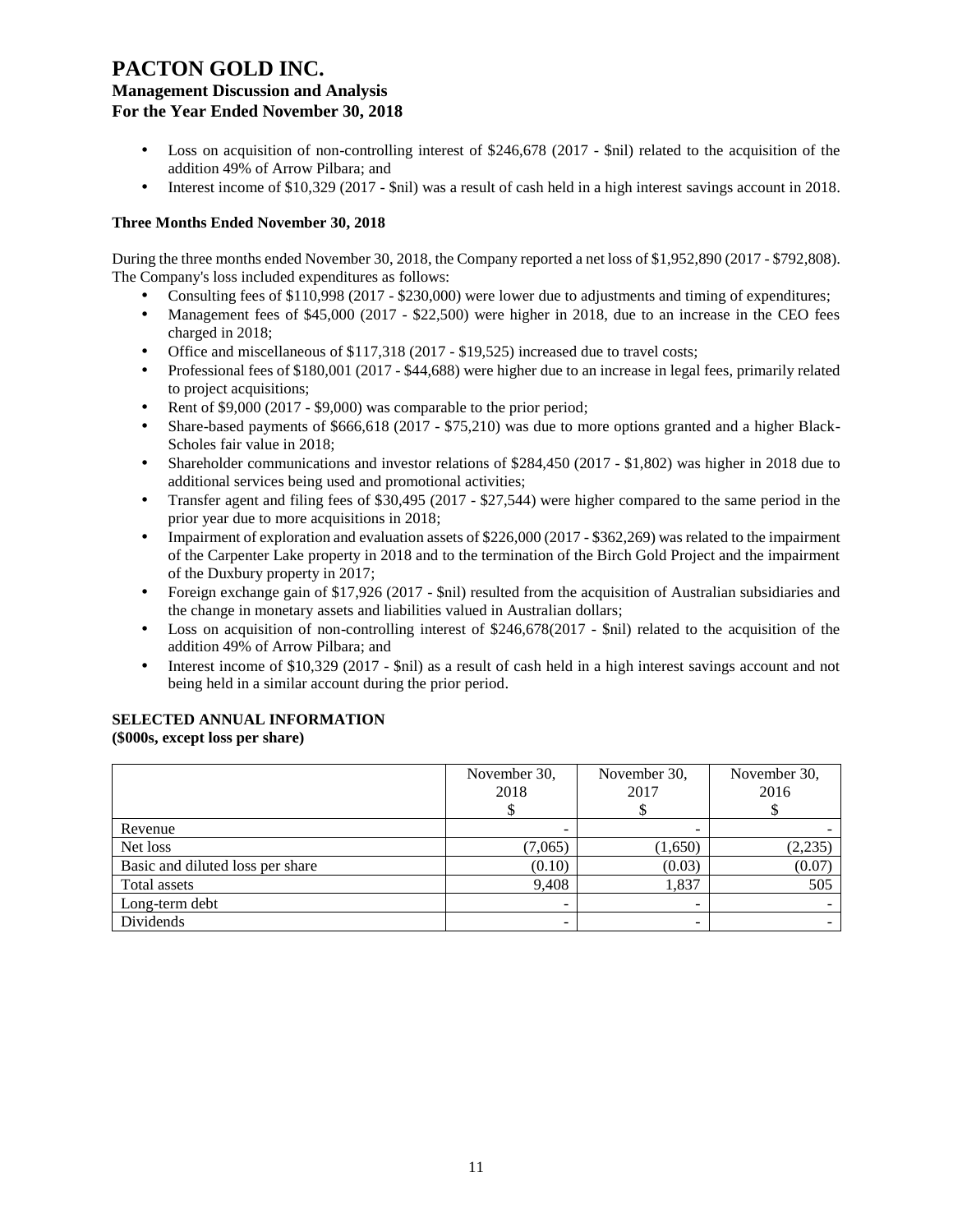- Loss on acquisition of non-controlling interest of $246,678 (2017 - $nil) related to the acquisition of the addition 49% of Arrow Pilbara; and
- Interest income of $10,329 (2017 - $nil) was a result of cash held in a high interest savings account in 2018.

**Three Months Ended November 30, 2018**

During the three months ended November 30, 2018, the Company reported a net loss of $1,952,890 (2017 - $792,808). The Company's loss included expenditures as follows:

- Consulting fees of $110,998 (2017 - $230,000) were lower due to adjustments and timing of expenditures;
- Management fees of $45,000 (2017 - $22,500) were higher in 2018, due to an increase in the CEO fees charged in 2018;
- Office and miscellaneous of $117,318 (2017 - $19,525) increased due to travel costs;
- Professional fees of $180,001 (2017 - $44,688) were higher due to an increase in legal fees, primarily related to project acquisitions;
- Rent of $9,000 (2017 - $9,000) was comparable to the prior period;
- Share-based payments of $666,618 (2017 - $75,210) was due to more options granted and a higher Black-Scholes fair value in 2018;
- Shareholder communications and investor relations of $284,450 (2017 - $1,802) was higher in 2018 due to additional services being used and promotional activities;
- Transfer agent and filing fees of $30,495 (2017 - $27,544) were higher compared to the same period in the prior year due to more acquisitions in 2018;
- Impairment of exploration and evaluation assets of $226,000 (2017 - $362,269) was related to the impairment of the Carpenter Lake property in 2018 and to the termination of the Birch Gold Project and the impairment of the Duxbury property in 2017;
- Foreign exchange gain of $17,926 (2017 - $nil) resulted from the acquisition of Australian subsidiaries and the change in monetary assets and liabilities valued in Australian dollars;
- Loss on acquisition of non-controlling interest of $246,678(2017 - $nil) related to the acquisition of the addition 49% of Arrow Pilbara; and
- Interest income of $10,329 (2017 - $nil) as a result of cash held in a high interest savings account and not being held in a similar account during the prior period.

**SELECTED ANNUAL INFORMATION**
**($000s, except loss per share)**

| | November 30, 2018 $ | November 30, 2017 $ | November 30, 2016 $ |
|---|---|---|---|
| Revenue | - | - | - |
| Net loss | (7,065) | (1,650) | (2,235) |
| Basic and diluted loss per share | (0.10) | (0.03) | (0.07) |
| Total assets | 9,408 | 1,837 | 505 |
| Long-term debt | - | - | - |
| Dividends | - | - | - |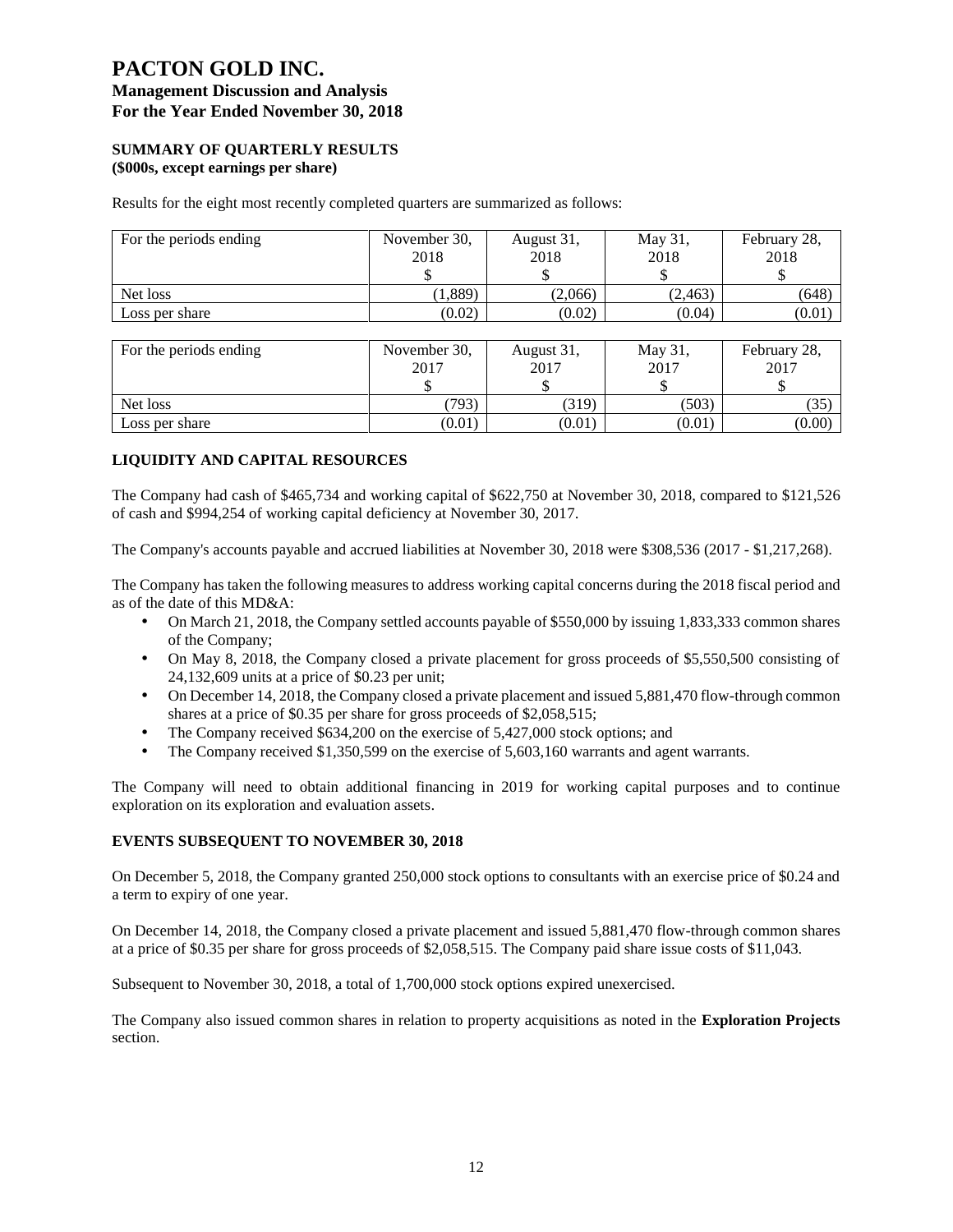# PACTON GOLD INC.

## Management Discussion and Analysis
## For the Year Ended November 30, 2018

### SUMMARY OF QUARTERLY RESULTS
**(\$000s, except earnings per share)**

Results for the eight most recently completed quarters are summarized as follows:

| For the periods ending | November 30, 2018 $ | August 31, 2018 $ | May 31, 2018 $ | February 28, 2018 $ |
|---|---|---|---|---|
| Net loss | (1,889) | (2,066) | (2,463) | (648) |
| Loss per share | (0.02) | (0.02) | (0.04) | (0.01) |

| For the periods ending | November 30, 2017 $ | August 31, 2017 $ | May 31, 2017 $ | February 28, 2017 $ |
|---|---|---|---|---|
| Net loss | (793) | (319) | (503) | (35) |
| Loss per share | (0.01) | (0.01) | (0.01) | (0.00) |

### LIQUIDITY AND CAPITAL RESOURCES

The Company had cash of \$465,734 and working capital of \$622,750 at November 30, 2018, compared to \$121,526 of cash and \$994,254 of working capital deficiency at November 30, 2017.

The Company's accounts payable and accrued liabilities at November 30, 2018 were \$308,536 (2017 - \$1,217,268).

The Company has taken the following measures to address working capital concerns during the 2018 fiscal period and as of the date of this MD&A:

- On March 21, 2018, the Company settled accounts payable of \$550,000 by issuing 1,833,333 common shares of the Company;
- On May 8, 2018, the Company closed a private placement for gross proceeds of \$5,550,500 consisting of 24,132,609 units at a price of \$0.23 per unit;
- On December 14, 2018, the Company closed a private placement and issued 5,881,470 flow-through common shares at a price of \$0.35 per share for gross proceeds of \$2,058,515;
- The Company received \$634,200 on the exercise of 5,427,000 stock options; and
- The Company received \$1,350,599 on the exercise of 5,603,160 warrants and agent warrants.

The Company will need to obtain additional financing in 2019 for working capital purposes and to continue exploration on its exploration and evaluation assets.

### EVENTS SUBSEQUENT TO NOVEMBER 30, 2018

On December 5, 2018, the Company granted 250,000 stock options to consultants with an exercise price of \$0.24 and a term to expiry of one year.

On December 14, 2018, the Company closed a private placement and issued 5,881,470 flow-through common shares at a price of \$0.35 per share for gross proceeds of \$2,058,515. The Company paid share issue costs of \$11,043.

Subsequent to November 30, 2018, a total of 1,700,000 stock options expired unexercised.

The Company also issued common shares in relation to property acquisitions as noted in the **Exploration Projects** section.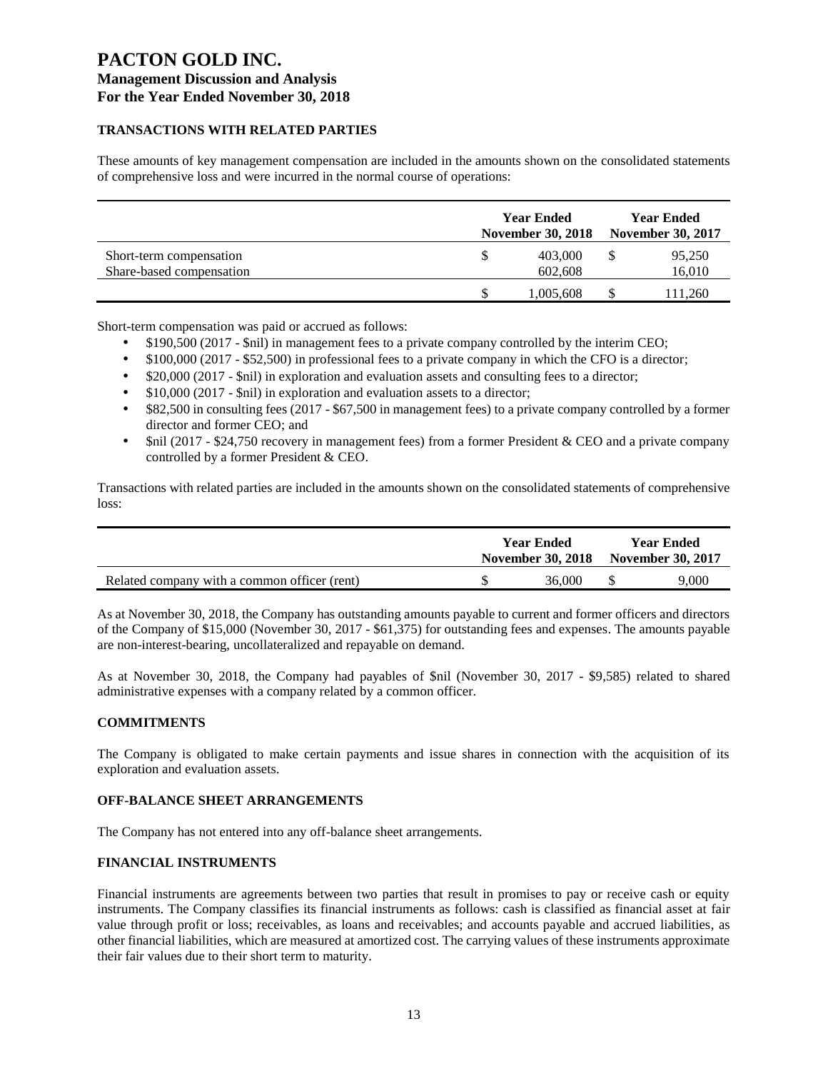# PACTON GOLD INC.
## Management Discussion and Analysis
## For the Year Ended November 30, 2018

### TRANSACTIONS WITH RELATED PARTIES

These amounts of key management compensation are included in the amounts shown on the consolidated statements of comprehensive loss and were incurred in the normal course of operations:

| | Year Ended November 30, 2018 | Year Ended November 30, 2017 |
|---|---|---|
| Short-term compensation | $ 403,000 | $ 95,250 |
| Share-based compensation | 602,608 | 16,010 |
| | $ 1,005,608 | $ 111,260 |

Short-term compensation was paid or accrued as follows:

- $190,500 (2017 - $nil) in management fees to a private company controlled by the interim CEO;
- $100,000 (2017 - $52,500) in professional fees to a private company in which the CFO is a director;
- $20,000 (2017 - $nil) in exploration and evaluation assets and consulting fees to a director;
- $10,000 (2017 - $nil) in exploration and evaluation assets to a director;
- $82,500 in consulting fees (2017 - $67,500 in management fees) to a private company controlled by a former director and former CEO; and
- $nil (2017 - $24,750 recovery in management fees) from a former President & CEO and a private company controlled by a former President & CEO.

Transactions with related parties are included in the amounts shown on the consolidated statements of comprehensive loss:

| | Year Ended November 30, 2018 | Year Ended November 30, 2017 |
|---|---|---|
| Related company with a common officer (rent) | $ 36,000 | $ 9,000 |

As at November 30, 2018, the Company has outstanding amounts payable to current and former officers and directors of the Company of $15,000 (November 30, 2017 - $61,375) for outstanding fees and expenses. The amounts payable are non-interest-bearing, uncollateralized and repayable on demand.

As at November 30, 2018, the Company had payables of $nil (November 30, 2017 - $9,585) related to shared administrative expenses with a company related by a common officer.

### COMMITMENTS

The Company is obligated to make certain payments and issue shares in connection with the acquisition of its exploration and evaluation assets.

### OFF-BALANCE SHEET ARRANGEMENTS

The Company has not entered into any off-balance sheet arrangements.

### FINANCIAL INSTRUMENTS

Financial instruments are agreements between two parties that result in promises to pay or receive cash or equity instruments. The Company classifies its financial instruments as follows: cash is classified as financial asset at fair value through profit or loss; receivables, as loans and receivables; and accounts payable and accrued liabilities, as other financial liabilities, which are measured at amortized cost. The carrying values of these instruments approximate their fair values due to their short term to maturity.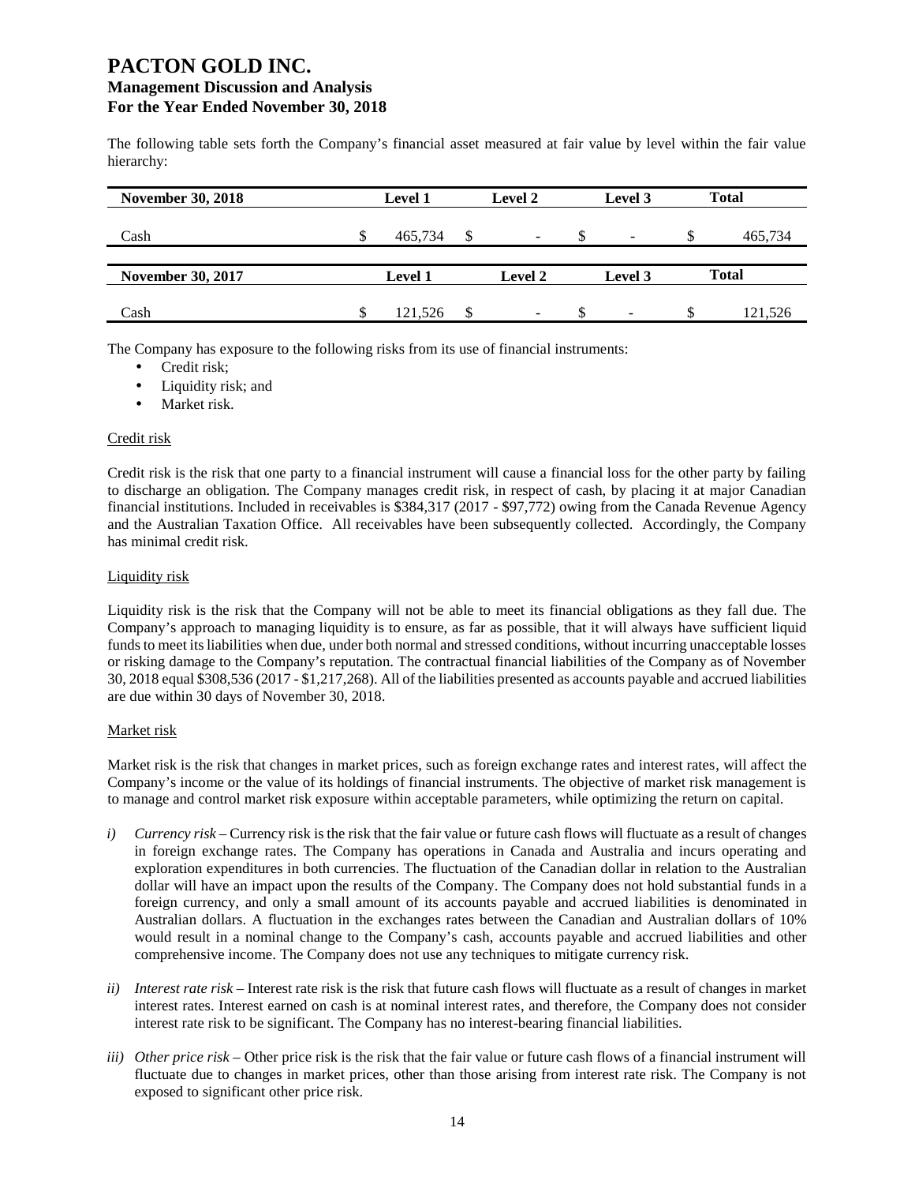The following table sets forth the Company's financial asset measured at fair value by level within the fair value hierarchy:

| November 30, 2018 | Level 1 | Level 2 | Level 3 | Total |
|---|---|---|---|---|
| Cash | $ 465,734 | $ - | $ - | $ 465,734 |

| November 30, 2017 | Level 1 | Level 2 | Level 3 | Total |
|---|---|---|---|---|
| Cash | $ 121,526 | $ - | $ - | $ 121,526 |

The Company has exposure to the following risks from its use of financial instruments:

- Credit risk;
- Liquidity risk; and
- Market risk.

Credit risk

Credit risk is the risk that one party to a financial instrument will cause a financial loss for the other party by failing to discharge an obligation. The Company manages credit risk, in respect of cash, by placing it at major Canadian financial institutions. Included in receivables is $384,317 (2017 - $97,772) owing from the Canada Revenue Agency and the Australian Taxation Office. All receivables have been subsequently collected. Accordingly, the Company has minimal credit risk.

Liquidity risk

Liquidity risk is the risk that the Company will not be able to meet its financial obligations as they fall due. The Company's approach to managing liquidity is to ensure, as far as possible, that it will always have sufficient liquid funds to meet its liabilities when due, under both normal and stressed conditions, without incurring unacceptable losses or risking damage to the Company's reputation. The contractual financial liabilities of the Company as of November 30, 2018 equal $308,536 (2017 - $1,217,268). All of the liabilities presented as accounts payable and accrued liabilities are due within 30 days of November 30, 2018.

Market risk

Market risk is the risk that changes in market prices, such as foreign exchange rates and interest rates, will affect the Company's income or the value of its holdings of financial instruments. The objective of market risk management is to manage and control market risk exposure within acceptable parameters, while optimizing the return on capital.

*i)* *Currency risk* – Currency risk is the risk that the fair value or future cash flows will fluctuate as a result of changes in foreign exchange rates. The Company has operations in Canada and Australia and incurs operating and exploration expenditures in both currencies. The fluctuation of the Canadian dollar in relation to the Australian dollar will have an impact upon the results of the Company. The Company does not hold substantial funds in a foreign currency, and only a small amount of its accounts payable and accrued liabilities is denominated in Australian dollars. A fluctuation in the exchanges rates between the Canadian and Australian dollars of 10% would result in a nominal change to the Company's cash, accounts payable and accrued liabilities and other comprehensive income. The Company does not use any techniques to mitigate currency risk.

*ii)* *Interest rate risk* – Interest rate risk is the risk that future cash flows will fluctuate as a result of changes in market interest rates. Interest earned on cash is at nominal interest rates, and therefore, the Company does not consider interest rate risk to be significant. The Company has no interest-bearing financial liabilities.

*iii)* *Other price risk* – Other price risk is the risk that the fair value or future cash flows of a financial instrument will fluctuate due to changes in market prices, other than those arising from interest rate risk. The Company is not exposed to significant other price risk.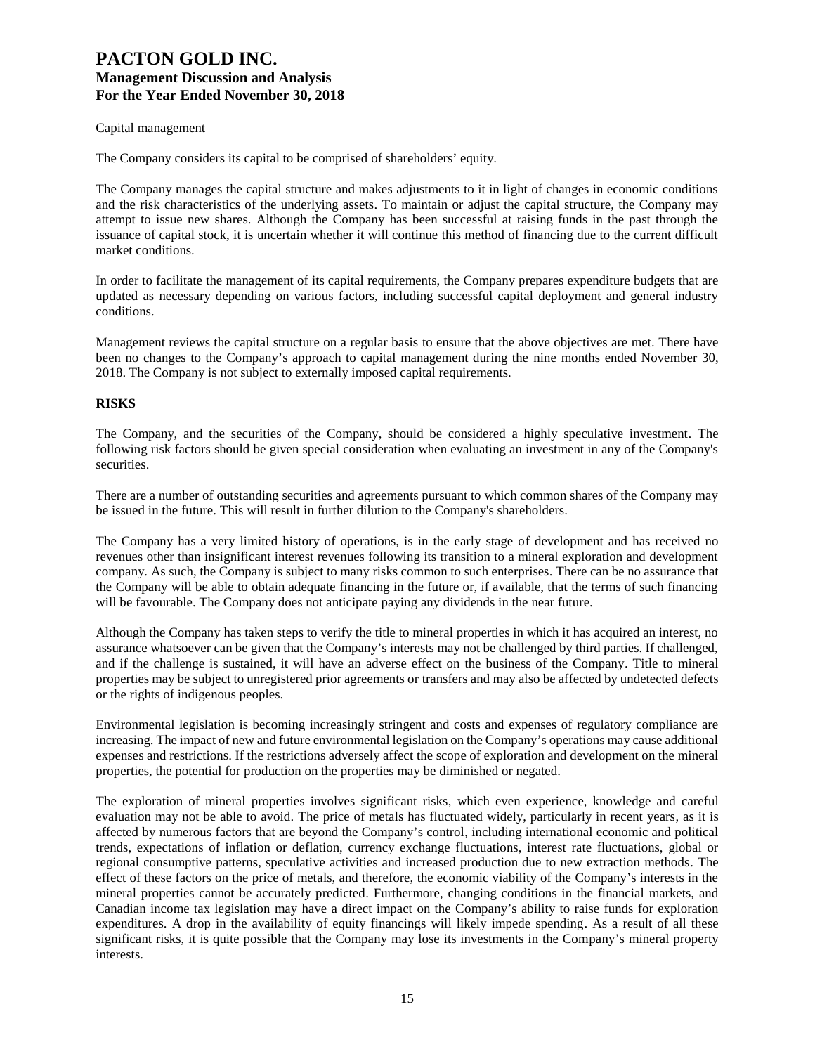Capital management

The Company considers its capital to be comprised of shareholders' equity.

The Company manages the capital structure and makes adjustments to it in light of changes in economic conditions and the risk characteristics of the underlying assets. To maintain or adjust the capital structure, the Company may attempt to issue new shares. Although the Company has been successful at raising funds in the past through the issuance of capital stock, it is uncertain whether it will continue this method of financing due to the current difficult market conditions.

In order to facilitate the management of its capital requirements, the Company prepares expenditure budgets that are updated as necessary depending on various factors, including successful capital deployment and general industry conditions.

Management reviews the capital structure on a regular basis to ensure that the above objectives are met. There have been no changes to the Company's approach to capital management during the nine months ended November 30, 2018. The Company is not subject to externally imposed capital requirements.

## RISKS

The Company, and the securities of the Company, should be considered a highly speculative investment. The following risk factors should be given special consideration when evaluating an investment in any of the Company's securities.

There are a number of outstanding securities and agreements pursuant to which common shares of the Company may be issued in the future. This will result in further dilution to the Company's shareholders.

The Company has a very limited history of operations, is in the early stage of development and has received no revenues other than insignificant interest revenues following its transition to a mineral exploration and development company. As such, the Company is subject to many risks common to such enterprises. There can be no assurance that the Company will be able to obtain adequate financing in the future or, if available, that the terms of such financing will be favourable. The Company does not anticipate paying any dividends in the near future.

Although the Company has taken steps to verify the title to mineral properties in which it has acquired an interest, no assurance whatsoever can be given that the Company's interests may not be challenged by third parties. If challenged, and if the challenge is sustained, it will have an adverse effect on the business of the Company. Title to mineral properties may be subject to unregistered prior agreements or transfers and may also be affected by undetected defects or the rights of indigenous peoples.

Environmental legislation is becoming increasingly stringent and costs and expenses of regulatory compliance are increasing. The impact of new and future environmental legislation on the Company's operations may cause additional expenses and restrictions. If the restrictions adversely affect the scope of exploration and development on the mineral properties, the potential for production on the properties may be diminished or negated.

The exploration of mineral properties involves significant risks, which even experience, knowledge and careful evaluation may not be able to avoid. The price of metals has fluctuated widely, particularly in recent years, as it is affected by numerous factors that are beyond the Company's control, including international economic and political trends, expectations of inflation or deflation, currency exchange fluctuations, interest rate fluctuations, global or regional consumptive patterns, speculative activities and increased production due to new extraction methods. The effect of these factors on the price of metals, and therefore, the economic viability of the Company's interests in the mineral properties cannot be accurately predicted. Furthermore, changing conditions in the financial markets, and Canadian income tax legislation may have a direct impact on the Company's ability to raise funds for exploration expenditures. A drop in the availability of equity financings will likely impede spending. As a result of all these significant risks, it is quite possible that the Company may lose its investments in the Company's mineral property interests.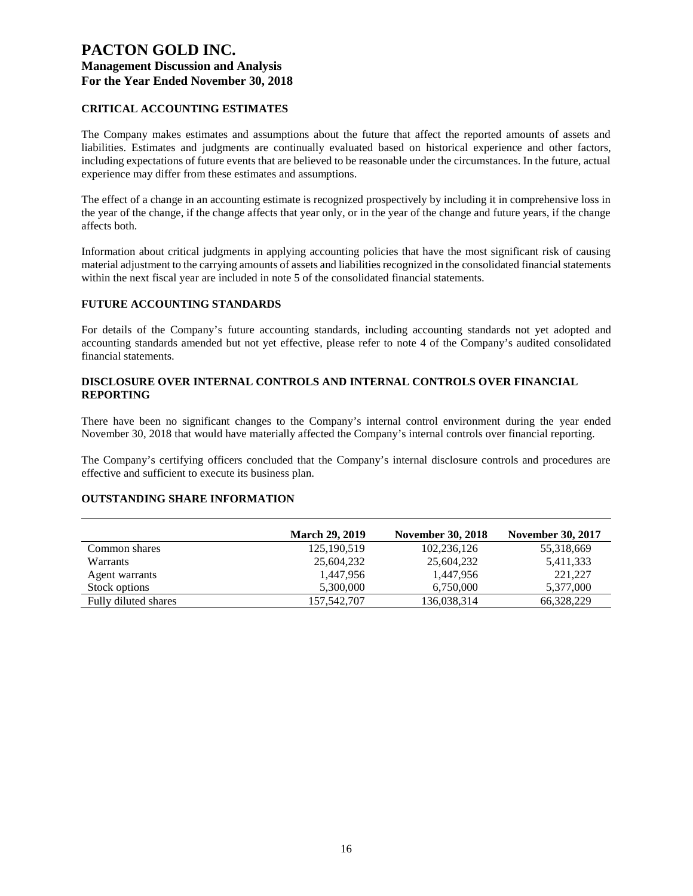## CRITICAL ACCOUNTING ESTIMATES

The Company makes estimates and assumptions about the future that affect the reported amounts of assets and liabilities. Estimates and judgments are continually evaluated based on historical experience and other factors, including expectations of future events that are believed to be reasonable under the circumstances. In the future, actual experience may differ from these estimates and assumptions.

The effect of a change in an accounting estimate is recognized prospectively by including it in comprehensive loss in the year of the change, if the change affects that year only, or in the year of the change and future years, if the change affects both.

Information about critical judgments in applying accounting policies that have the most significant risk of causing material adjustment to the carrying amounts of assets and liabilities recognized in the consolidated financial statements within the next fiscal year are included in note 5 of the consolidated financial statements.

## FUTURE ACCOUNTING STANDARDS

For details of the Company's future accounting standards, including accounting standards not yet adopted and accounting standards amended but not yet effective, please refer to note 4 of the Company's audited consolidated financial statements.

## DISCLOSURE OVER INTERNAL CONTROLS AND INTERNAL CONTROLS OVER FINANCIAL REPORTING

There have been no significant changes to the Company's internal control environment during the year ended November 30, 2018 that would have materially affected the Company's internal controls over financial reporting.

The Company's certifying officers concluded that the Company's internal disclosure controls and procedures are effective and sufficient to execute its business plan.

## OUTSTANDING SHARE INFORMATION

| | March 29, 2019 | November 30, 2018 | November 30, 2017 |
|---|---|---|---|
| Common shares | 125,190,519 | 102,236,126 | 55,318,669 |
| Warrants | 25,604,232 | 25,604,232 | 5,411,333 |
| Agent warrants | 1,447,956 | 1,447,956 | 221,227 |
| Stock options | 5,300,000 | 6,750,000 | 5,377,000 |
| Fully diluted shares | 157,542,707 | 136,038,314 | 66,328,229 |